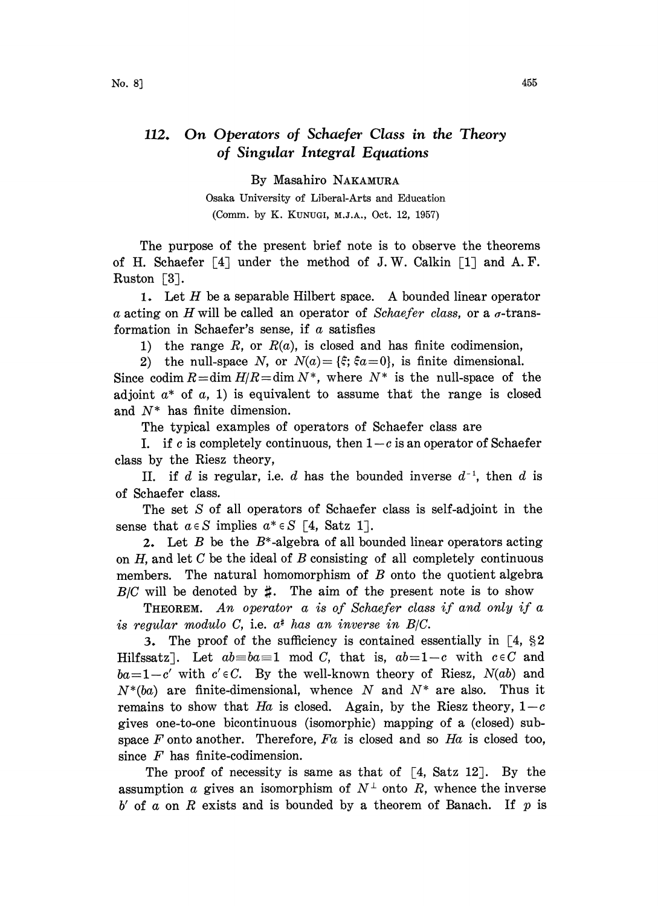# 112. On Operators of Schaefer Class in the Theory of Singular Integral Equations

By Masahiro NAKAMURA

Osaka University of Liberal-Arts and Education

(Comm. by K. KUNUGI, M.J.A., Oct. 12, 1957)

The purpose of the present brief note is to observe the theorems of H. Schaefer [4] under the method of J. W. Calkin [1] and A. F. Ruston [3].

**1.** Let $H$ be a separable Hilbert space. A bounded linear operator $a$ acting on $H$ will be called an operator of *Schaefer class*, or a $\sigma$-transformation in Schaefer's sense, if $a$ satisfies

1) the range $R$, or $R(a)$, is closed and has finite codimension,

2) the null-space $N$, or $N(a)=\{\xi;\ \xi a=0\}$, is finite dimensional.

Since $\operatorname{codim} R=\dim H/R=\dim N^*$, where $N^*$ is the null-space of the adjoint $a^*$ of $a$, 1) is equivalent to assume that the range is closed and $N^*$ has finite dimension.

The typical examples of operators of Schaefer class are

I. if $c$ is completely continuous, then $1-c$ is an operator of Schaefer class by the Riesz theory,

II. if $d$ is regular, i.e. $d$ has the bounded inverse $d^{-1}$, then $d$ is of Schaefer class.

The set $S$ of all operators of Schaefer class is self-adjoint in the sense that $a\in S$ implies $a^*\in S$ [4, Satz 1].

**2.** Let $B$ be the $B^*$-algebra of all bounded linear operators acting on $H$, and let $C$ be the ideal of $B$ consisting of all completely continuous members. The natural homomorphism of $B$ onto the quotient algebra $B/C$ will be denoted by $\sharp$. The aim of the present note is to show

THEOREM. *An operator $a$ is of Schaefer class if and only if $a$ is regular modulo $C$, i.e. $a^\sharp$ has an inverse in $B/C$.*

**3.** The proof of the sufficiency is contained essentially in [4, §2 Hilfssatz]. Let $ab\equiv ba\equiv 1 \mod C$, that is, $ab=1-c$ with $c\in C$ and $ba=1-c'$ with $c'\in C$. By the well-known theory of Riesz, $N(ab)$ and $N^*(ba)$ are finite-dimensional, whence $N$ and $N^*$ are also. Thus it remains to show that $Ha$ is closed. Again, by the Riesz theory, $1-c$ gives one-to-one bicontinuous (isomorphic) mapping of a (closed) subspace $F$ onto another. Therefore, $Fa$ is closed and so $Ha$ is closed too, since $F$ has finite-codimension.

The proof of necessity is same as that of [4, Satz 12]. By the assumption $a$ gives an isomorphism of $N^\perp$ onto $R$, whence the inverse $b'$ of $a$ on $R$ exists and is bounded by a theorem of Banach. If $p$ is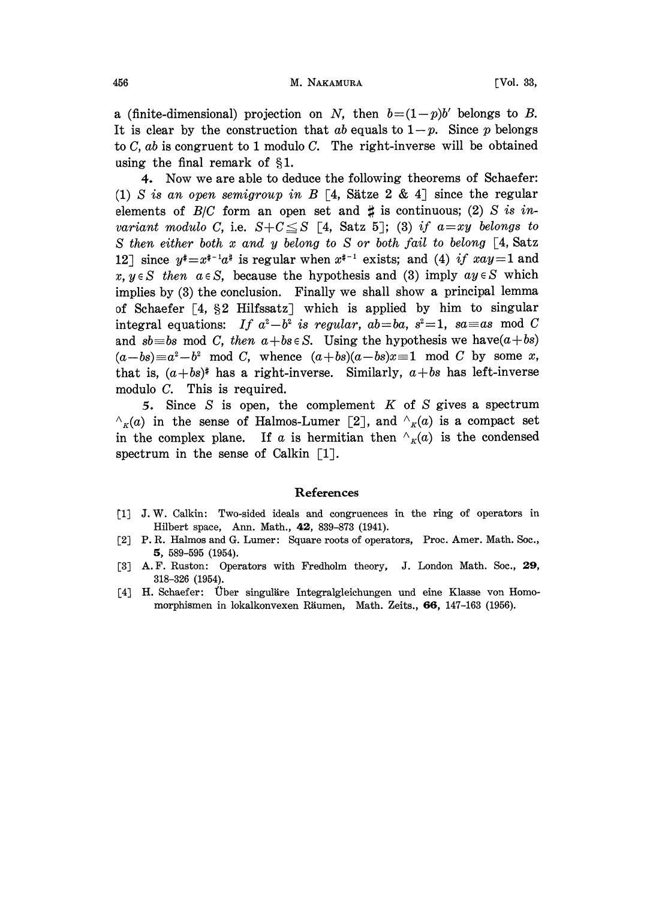a (finite-dimensional) projection on $N$, then $b=(1-p)b'$ belongs to $B$. It is clear by the construction that $ab$ equals to $1-p$. Since $p$ belongs to $C$, $ab$ is congruent to 1 modulo $C$. The right-inverse will be obtained using the final remark of §1.

**4.** Now we are able to deduce the following theorems of Schaefer: (1) *$S$ is an open semigroup in $B$* [4, Sätze 2 & 4] since the regular elements of $B/C$ form an open set and $\sharp$ is continuous; (2) *$S$ is invariant modulo $C$*, i.e. $S+C \leqq S$ [4, Satz 5]; (3) *if $a=xy$ belongs to $S$ then either both $x$ and $y$ belong to $S$ or both fail to belong* [4, Satz 12] since $y^\sharp = x^{\sharp -1}a^\sharp$ is regular when $x^{\sharp -1}$ exists; and (4) *if $xay=1$ and $x, y \in S$ then $a \in S$*, because the hypothesis and (3) imply $ay \in S$ which implies by (3) the conclusion. Finally we shall show a principal lemma of Schaefer [4, §2 Hilfssatz] which is applied by him to singular integral equations: *If $a^2-b^2$ is regular, $ab=ba$, $s^2=1$, $sa \equiv as$ mod $C$ and $sb \equiv bs$ mod $C$, then $a+bs \in S$.* Using the hypothesis we have $(a+bs)(a-bs) \equiv a^2-b^2$ mod $C$, whence $(a+bs)(a-bs)x \equiv 1$ mod $C$ by some $x$, that is, $(a+bs)^\sharp$ has a right-inverse. Similarly, $a+bs$ has left-inverse modulo $C$. This is required.

**5.** Since $S$ is open, the complement $K$ of $S$ gives a spectrum $\wedge_K(a)$ in the sense of Halmos-Lumer [2], and $\wedge_K(a)$ is a compact set in the complex plane. If $a$ is hermitian then $\wedge_K(a)$ is the condensed spectrum in the sense of Calkin [1].

## References

[1] J. W. Calkin: Two-sided ideals and congruences in the ring of operators in Hilbert space, Ann. Math., **42**, 839–873 (1941).

[2] P. R. Halmos and G. Lumer: Square roots of operators, Proc. Amer. Math. Soc., **5**, 589–595 (1954).

[3] A. F. Ruston: Operators with Fredholm theory, J. London Math. Soc., **29**, 318–326 (1954).

[4] H. Schaefer: Über singuläre Integralgleichungen und eine Klasse von Homomorphismen in lokalkonvexen Räumen, Math. Zeits., **66**, 147–163 (1956).